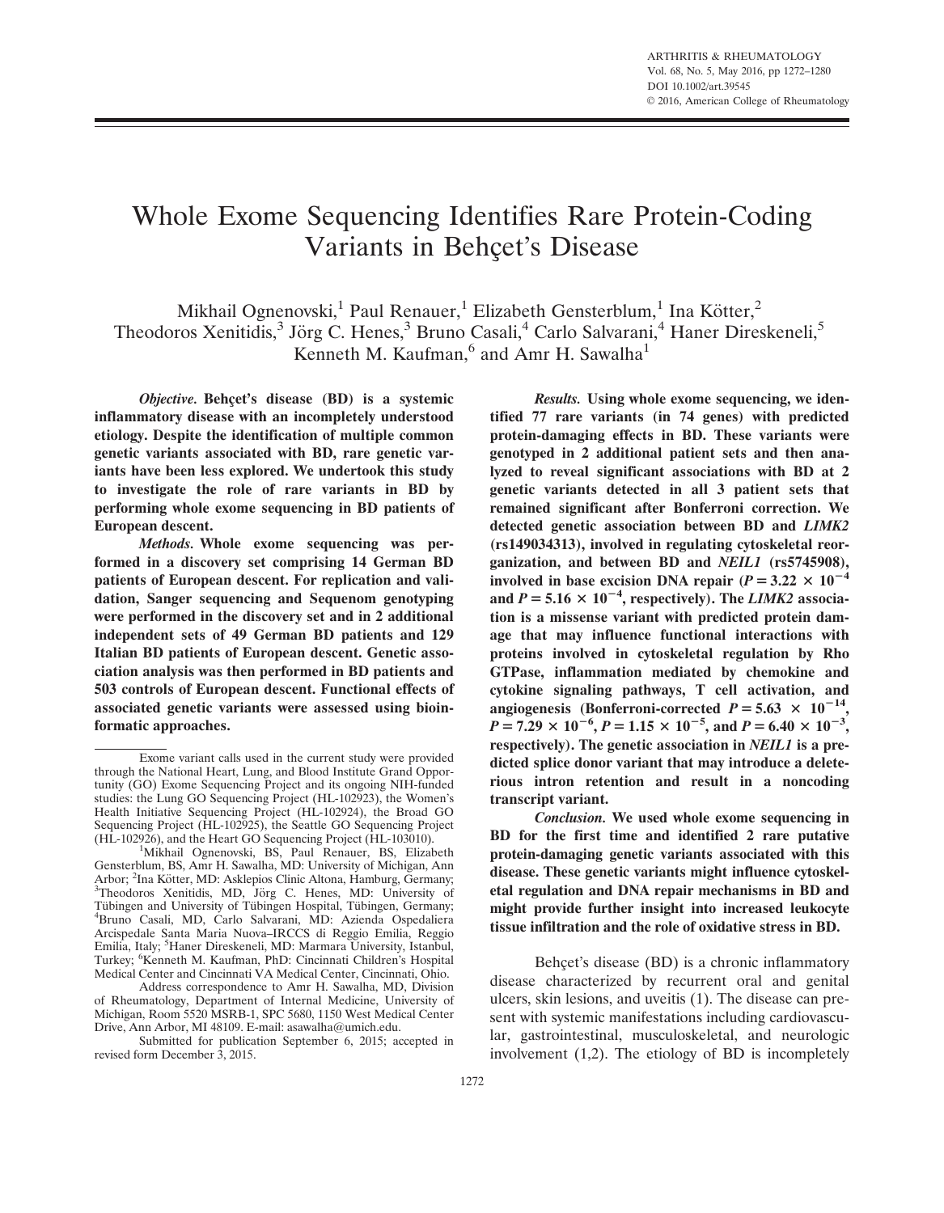# Whole Exome Sequencing Identifies Rare Protein-Coding Variants in Behçet's Disease

Mikhail Ognenovski,[1] Paul Renauer,[1] Elizabeth Gensterblum,[1] Ina Kötter,[2] Theodoros Xenitidis,[3] Jörg C. Henes,[3] Bruno Casali,[4] Carlo Salvarani,[4] Haner Direskeneli,[5] Kenneth M. Kaufman,[6] and Amr H. Sawalha[1]

***Objective.*** **Behçet's disease (BD) is a systemic inflammatory disease with an incompletely understood etiology. Despite the identification of multiple common genetic variants associated with BD, rare genetic variants have been less explored. We undertook this study to investigate the role of rare variants in BD by performing whole exome sequencing in BD patients of European descent.**

***Methods.*** **Whole exome sequencing was performed in a discovery set comprising 14 German BD patients of European descent. For replication and validation, Sanger sequencing and Sequenom genotyping were performed in the discovery set and in 2 additional independent sets of 49 German BD patients and 129 Italian BD patients of European descent. Genetic association analysis was then performed in BD patients and 503 controls of European descent. Functional effects of associated genetic variants were assessed using bioinformatic approaches.**

***Results.*** **Using whole exome sequencing, we identified 77 rare variants (in 74 genes) with predicted protein-damaging effects in BD. These variants were genotyped in 2 additional patient sets and then analyzed to reveal significant associations with BD at 2 genetic variants detected in all 3 patient sets that remained significant after Bonferroni correction. We detected genetic association between BD and *LIMK2* (rs149034313), involved in regulating cytoskeletal reorganization, and between BD and *NEIL1* (rs5745908), involved in base excision DNA repair ($P = 3.22 \times 10^{-4}$ and $P = 5.16 \times 10^{-4}$, respectively). The *LIMK2* association is a missense variant with predicted protein damage that may influence functional interactions with proteins involved in cytoskeletal regulation by Rho GTPase, inflammation mediated by chemokine and cytokine signaling pathways, T cell activation, and angiogenesis (Bonferroni-corrected $P = 5.63 \times 10^{-14}$, $P = 7.29 \times 10^{-6}$, $P = 1.15 \times 10^{-5}$, and $P = 6.40 \times 10^{-3}$, respectively). The genetic association in *NEIL1* is a predicted splice donor variant that may introduce a deleterious intron retention and result in a noncoding transcript variant.**

***Conclusion.*** **We used whole exome sequencing in BD for the first time and identified 2 rare putative protein-damaging genetic variants associated with this disease. These genetic variants might influence cytoskeletal regulation and DNA repair mechanisms in BD and might provide further insight into increased leukocyte tissue infiltration and the role of oxidative stress in BD.**

Behçet's disease (BD) is a chronic inflammatory disease characterized by recurrent oral and genital ulcers, skin lesions, and uveitis (1). The disease can present with systemic manifestations including cardiovascular, gastrointestinal, musculoskeletal, and neurologic involvement (1,2). The etiology of BD is incompletely

---

Exome variant calls used in the current study were provided through the National Heart, Lung, and Blood Institute Grand Opportunity (GO) Exome Sequencing Project and its ongoing NIH-funded studies: the Lung GO Sequencing Project (HL-102923), the Women's Health Initiative Sequencing Project (HL-102924), the Broad GO Sequencing Project (HL-102925), the Seattle GO Sequencing Project (HL-102926), and the Heart GO Sequencing Project (HL-103010).

[1]Mikhail Ognenovski, BS, Paul Renauer, BS, Elizabeth Gensterblum, BS, Amr H. Sawalha, MD: University of Michigan, Ann Arbor; [2]Ina Kötter, MD: Asklepios Clinic Altona, Hamburg, Germany; [3]Theodoros Xenitidis, MD, Jörg C. Henes, MD: University of Tübingen and University of Tübingen Hospital, Tübingen, Germany; [4]Bruno Casali, MD, Carlo Salvarani, MD: Azienda Ospedaliera Arcispedale Santa Maria Nuova–IRCCS di Reggio Emilia, Reggio Emilia, Italy; [5]Haner Direskeneli, MD: Marmara University, Istanbul, Turkey; [6]Kenneth M. Kaufman, PhD: Cincinnati Children's Hospital Medical Center and Cincinnati VA Medical Center, Cincinnati, Ohio.

Address correspondence to Amr H. Sawalha, MD, Division of Rheumatology, Department of Internal Medicine, University of Michigan, Room 5520 MSRB-1, SPC 5680, 1150 West Medical Center Drive, Ann Arbor, MI 48109. E-mail: asawalha@umich.edu.

Submitted for publication September 6, 2015; accepted in revised form December 3, 2015.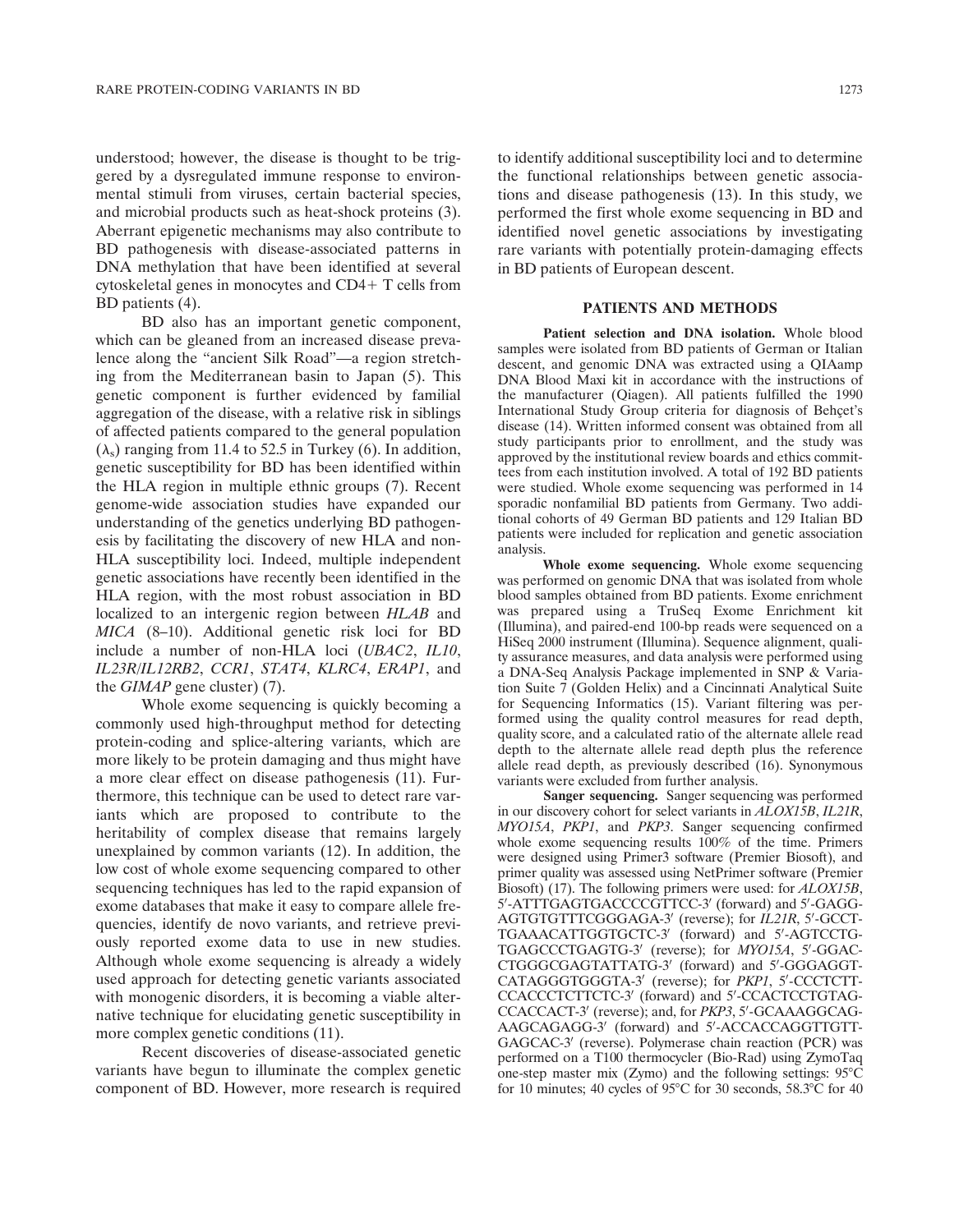understood; however, the disease is thought to be triggered by a dysregulated immune response to environmental stimuli from viruses, certain bacterial species, and microbial products such as heat-shock proteins (3). Aberrant epigenetic mechanisms may also contribute to BD pathogenesis with disease-associated patterns in DNA methylation that have been identified at several cytoskeletal genes in monocytes and CD4+ T cells from BD patients (4).

BD also has an important genetic component, which can be gleaned from an increased disease prevalence along the "ancient Silk Road"—a region stretching from the Mediterranean basin to Japan (5). This genetic component is further evidenced by familial aggregation of the disease, with a relative risk in siblings of affected patients compared to the general population ($\lambda_s$) ranging from 11.4 to 52.5 in Turkey (6). In addition, genetic susceptibility for BD has been identified within the HLA region in multiple ethnic groups (7). Recent genome-wide association studies have expanded our understanding of the genetics underlying BD pathogenesis by facilitating the discovery of new HLA and non-HLA susceptibility loci. Indeed, multiple independent genetic associations have recently been identified in the HLA region, with the most robust association in BD localized to an intergenic region between *HLAB* and *MICA* (8–10). Additional genetic risk loci for BD include a number of non-HLA loci (*UBAC2*, *IL10*, *IL23R*/*IL12RB2*, *CCR1*, *STAT4*, *KLRC4*, *ERAP1*, and the *GIMAP* gene cluster) (7).

Whole exome sequencing is quickly becoming a commonly used high-throughput method for detecting protein-coding and splice-altering variants, which are more likely to be protein damaging and thus might have a more clear effect on disease pathogenesis (11). Furthermore, this technique can be used to detect rare variants which are proposed to contribute to the heritability of complex disease that remains largely unexplained by common variants (12). In addition, the low cost of whole exome sequencing compared to other sequencing techniques has led to the rapid expansion of exome databases that make it easy to compare allele frequencies, identify de novo variants, and retrieve previously reported exome data to use in new studies. Although whole exome sequencing is already a widely used approach for detecting genetic variants associated with monogenic disorders, it is becoming a viable alternative technique for elucidating genetic susceptibility in more complex genetic conditions (11).

Recent discoveries of disease-associated genetic variants have begun to illuminate the complex genetic component of BD. However, more research is required to identify additional susceptibility loci and to determine the functional relationships between genetic associations and disease pathogenesis (13). In this study, we performed the first whole exome sequencing in BD and identified novel genetic associations by investigating rare variants with potentially protein-damaging effects in BD patients of European descent.

## PATIENTS AND METHODS

**Patient selection and DNA isolation.** Whole blood samples were isolated from BD patients of German or Italian descent, and genomic DNA was extracted using a QIAamp DNA Blood Maxi kit in accordance with the instructions of the manufacturer (Qiagen). All patients fulfilled the 1990 International Study Group criteria for diagnosis of Behçet's disease (14). Written informed consent was obtained from all study participants prior to enrollment, and the study was approved by the institutional review boards and ethics committees from each institution involved. A total of 192 BD patients were studied. Whole exome sequencing was performed in 14 sporadic nonfamilial BD patients from Germany. Two additional cohorts of 49 German BD patients and 129 Italian BD patients were included for replication and genetic association analysis.

**Whole exome sequencing.** Whole exome sequencing was performed on genomic DNA that was isolated from whole blood samples obtained from BD patients. Exome enrichment was prepared using a TruSeq Exome Enrichment kit (Illumina), and paired-end 100-bp reads were sequenced on a HiSeq 2000 instrument (Illumina). Sequence alignment, quality assurance measures, and data analysis were performed using a DNA-Seq Analysis Package implemented in SNP & Variation Suite 7 (Golden Helix) and a Cincinnati Analytical Suite for Sequencing Informatics (15). Variant filtering was performed using the quality control measures for read depth, quality score, and a calculated ratio of the alternate allele read depth to the alternate allele read depth plus the reference allele read depth, as previously described (16). Synonymous variants were excluded from further analysis.

**Sanger sequencing.** Sanger sequencing was performed in our discovery cohort for select variants in *ALOX15B*, *IL21R*, *MYO15A*, *PKP1*, and *PKP3*. Sanger sequencing confirmed whole exome sequencing results 100% of the time. Primers were designed using Primer3 software (Premier Biosoft), and primer quality was assessed using NetPrimer software (Premier Biosoft) (17). The following primers were used: for *ALOX15B*, 5′-ATTTGAGTGACCCCGTTCC-3′ (forward) and 5′-GAGGAGTGTGTTTCGGGAGA-3′ (reverse); for *IL21R*, 5′-GCCTTGAAACATTGGTGCTC-3′ (forward) and 5′-AGTCCTGTGAGCCCTGAGTG-3′ (reverse); for *MYO15A*, 5′-GGACCTGGGCGAGTATTATG-3′ (forward) and 5′-GGGAGGTCATAGGGTGGGTA-3′ (reverse); for *PKP1*, 5′-CCCTCTTCCACCCTCTTCTC-3′ (forward) and 5′-CCACTCCTGTAGCCACCACT-3′ (reverse); and, for *PKP3*, 5′-GCAAAGGCAGAAGCAGAGG-3′ (forward) and 5′-ACCACCAGGTTGTTGAGCAC-3′ (reverse). Polymerase chain reaction (PCR) was performed on a T100 thermocycler (Bio-Rad) using ZymoTaq one-step master mix (Zymo) and the following settings: 95°C for 10 minutes; 40 cycles of 95°C for 30 seconds, 58.3°C for 40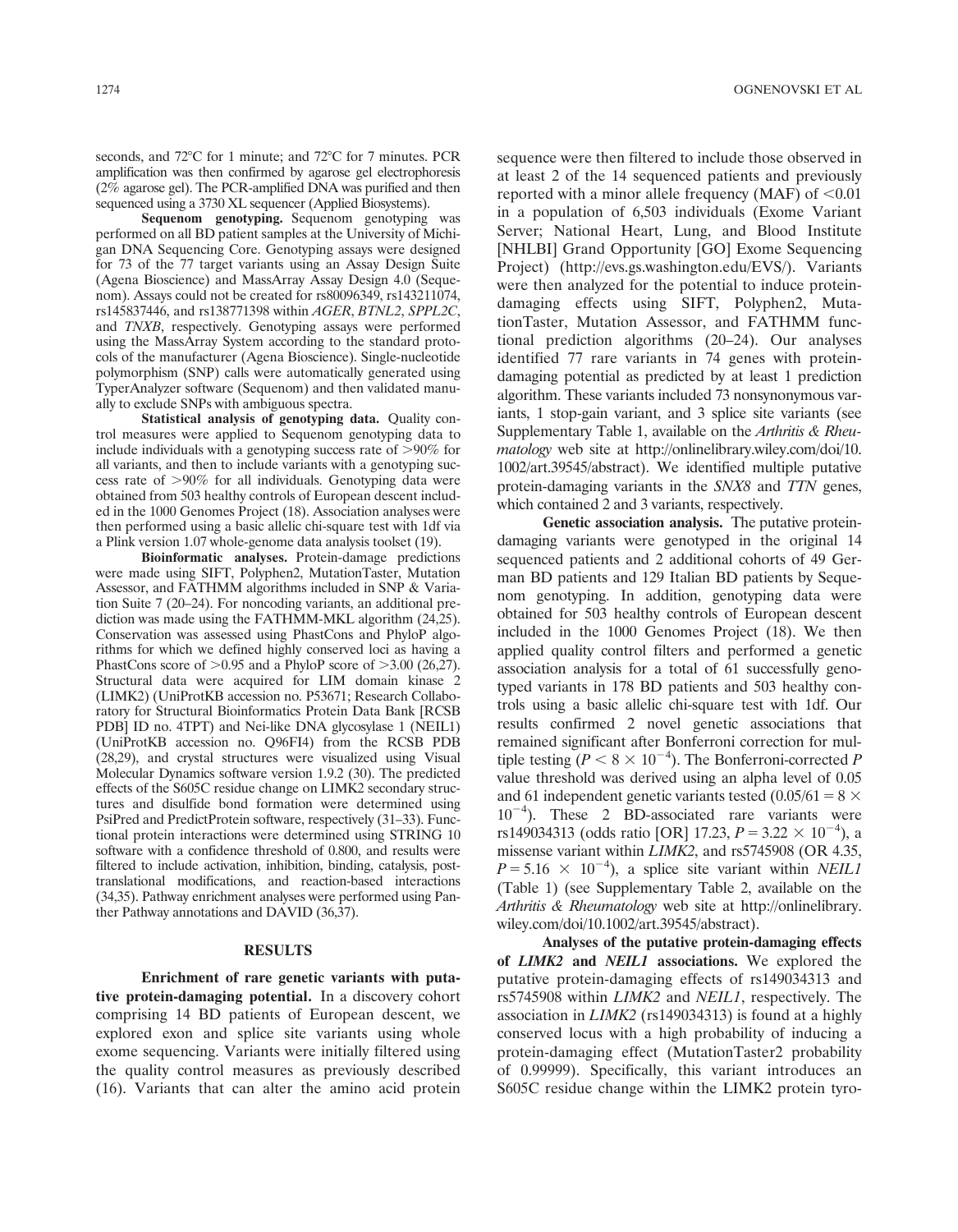seconds, and 72°C for 1 minute; and 72°C for 7 minutes. PCR amplification was then confirmed by agarose gel electrophoresis (2% agarose gel). The PCR-amplified DNA was purified and then sequenced using a 3730 XL sequencer (Applied Biosystems).

**Sequenom genotyping.** Sequenom genotyping was performed on all BD patient samples at the University of Michigan DNA Sequencing Core. Genotyping assays were designed for 73 of the 77 target variants using an Assay Design Suite (Agena Bioscience) and MassArray Assay Design 4.0 (Sequenom). Assays could not be created for rs80096349, rs143211074, rs145837446, and rs138771398 within *AGER*, *BTNL2*, *SPPL2C*, and *TNXB*, respectively. Genotyping assays were performed using the MassArray System according to the standard protocols of the manufacturer (Agena Bioscience). Single-nucleotide polymorphism (SNP) calls were automatically generated using TyperAnalyzer software (Sequenom) and then validated manually to exclude SNPs with ambiguous spectra.

**Statistical analysis of genotyping data.** Quality control measures were applied to Sequenom genotyping data to include individuals with a genotyping success rate of >90% for all variants, and then to include variants with a genotyping success rate of >90% for all individuals. Genotyping data were obtained from 503 healthy controls of European descent included in the 1000 Genomes Project (18). Association analyses were then performed using a basic allelic chi-square test with 1df via a Plink version 1.07 whole-genome data analysis toolset (19).

**Bioinformatic analyses.** Protein-damage predictions were made using SIFT, Polyphen2, MutationTaster, Mutation Assessor, and FATHMM algorithms included in SNP & Variation Suite 7 (20–24). For noncoding variants, an additional prediction was made using the FATHMM-MKL algorithm (24,25). Conservation was assessed using PhastCons and PhyloP algorithms for which we defined highly conserved loci as having a PhastCons score of >0.95 and a PhyloP score of >3.00 (26,27). Structural data were acquired for LIM domain kinase 2 (LIMK2) (UniProtKB accession no. P53671; Research Collaboratory for Structural Bioinformatics Protein Data Bank [RCSB PDB] ID no. 4TPT) and Nei-like DNA glycosylase 1 (NEIL1) (UniProtKB accession no. Q96FI4) from the RCSB PDB (28,29), and crystal structures were visualized using Visual Molecular Dynamics software version 1.9.2 (30). The predicted effects of the S605C residue change on LIMK2 secondary structures and disulfide bond formation were determined using PsiPred and PredictProtein software, respectively (31–33). Functional protein interactions were determined using STRING 10 software with a confidence threshold of 0.800, and results were filtered to include activation, inhibition, binding, catalysis, post-translational modifications, and reaction-based interactions (34,35). Pathway enrichment analyses were performed using Panther Pathway annotations and DAVID (36,37).

## RESULTS

**Enrichment of rare genetic variants with putative protein-damaging potential.** In a discovery cohort comprising 14 BD patients of European descent, we explored exon and splice site variants using whole exome sequencing. Variants were initially filtered using the quality control measures as previously described (16). Variants that can alter the amino acid protein sequence were then filtered to include those observed in at least 2 of the 14 sequenced patients and previously reported with a minor allele frequency (MAF) of <0.01 in a population of 6,503 individuals (Exome Variant Server; National Heart, Lung, and Blood Institute [NHLBI] Grand Opportunity [GO] Exome Sequencing Project) (http://evs.gs.washington.edu/EVS/). Variants were then analyzed for the potential to induce protein-damaging effects using SIFT, Polyphen2, MutationTaster, Mutation Assessor, and FATHMM functional prediction algorithms (20–24). Our analyses identified 77 rare variants in 74 genes with protein-damaging potential as predicted by at least 1 prediction algorithm. These variants included 73 nonsynonymous variants, 1 stop-gain variant, and 3 splice site variants (see Supplementary Table 1, available on the *Arthritis & Rheumatology* web site at http://onlinelibrary.wiley.com/doi/10.1002/art.39545/abstract). We identified multiple putative protein-damaging variants in the *SNX8* and *TTN* genes, which contained 2 and 3 variants, respectively.

**Genetic association analysis.** The putative protein-damaging variants were genotyped in the original 14 sequenced patients and 2 additional cohorts of 49 German BD patients and 129 Italian BD patients by Sequenom genotyping. In addition, genotyping data were obtained for 503 healthy controls of European descent included in the 1000 Genomes Project (18). We then applied quality control filters and performed a genetic association analysis for a total of 61 successfully genotyped variants in 178 BD patients and 503 healthy controls using a basic allelic chi-square test with 1df. Our results confirmed 2 novel genetic associations that remained significant after Bonferroni correction for multiple testing ($P < 8 \times 10^{-4}$). The Bonferroni-corrected *P* value threshold was derived using an alpha level of 0.05 and 61 independent genetic variants tested ($0.05/61 = 8 \times 10^{-4}$). These 2 BD-associated rare variants were rs149034313 (odds ratio [OR] 17.23, $P = 3.22 \times 10^{-4}$), a missense variant within *LIMK2*, and rs5745908 (OR 4.35, $P = 5.16 \times 10^{-4}$), a splice site variant within *NEIL1* (Table 1) (see Supplementary Table 2, available on the *Arthritis & Rheumatology* web site at http://onlinelibrary.wiley.com/doi/10.1002/art.39545/abstract).

**Analyses of the putative protein-damaging effects of *LIMK2* and *NEIL1* associations.** We explored the putative protein-damaging effects of rs149034313 and rs5745908 within *LIMK2* and *NEIL1*, respectively. The association in *LIMK2* (rs149034313) is found at a highly conserved locus with a high probability of inducing a protein-damaging effect (MutationTaster2 probability of 0.99999). Specifically, this variant introduces an S605C residue change within the LIMK2 protein tyro-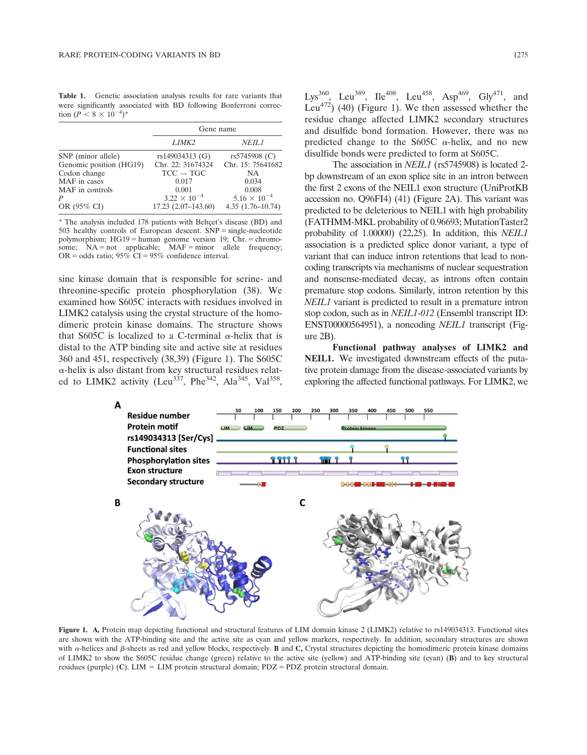**Table 1.** Genetic association analysis results for rare variants that were significantly associated with BD following Bonferroni correction ($P < 8 \times 10^{-4}$)*

| | Gene name | |
|---|---|---|
| | *LIMK2* | *NEIL1* |
| SNP (minor allele) | rs149034313 (G) | rs5745908 (C) |
| Genomic position (HG19) | Chr. 22: 31674324 | Chr. 15: 75641682 |
| Codon change | TCC → TGC | NA |
| MAF in cases | 0.017 | 0.034 |
| MAF in controls | 0.001 | 0.008 |
| *P* | $3.22 \times 10^{-4}$ | $5.16 \times 10^{-4}$ |
| OR (95% CI) | 17.23 (2.07–143.60) | 4.35 (1.76–10.74) |

* The analysis included 178 patients with Behçet's disease (BD) and 503 healthy controls of European descent. SNP = single-nucleotide polymorphism; HG19 = human genome version 19; Chr. = chromosome; NA = not applicable; MAF = minor allele frequency; OR = odds ratio; 95% CI = 95% confidence interval.

sine kinase domain that is responsible for serine- and threonine-specific protein phosphorylation (38). We examined how S605C interacts with residues involved in LIMK2 catalysis using the crystal structure of the homodimeric protein kinase domains. The structure shows that S605C is localized to a C-terminal α-helix that is distal to the ATP binding site and active site at residues 360 and 451, respectively (38,39) (Figure 1). The S605C α-helix is also distant from key structural residues related to LIMK2 activity (Leu[337], Phe[342], Ala[345], Val[358], Lys[360], Leu[389], Ile[408], Leu[458], Asp[469], Gly[471], and Leu[472]) (40) (Figure 1). We then assessed whether the residue change affected LIMK2 secondary structures and disulfide bond formation. However, there was no predicted change to the S605C α-helix, and no new disulfide bonds were predicted to form at S605C.

The association in *NEIL1* (rs5745908) is located 2-bp downstream of an exon splice site in an intron between the first 2 exons of the NEIL1 exon structure (UniProtKB accession no. Q96FI4) (41) (Figure 2A). This variant was predicted to be deleterious to NEIL1 with high probability (FATHMM-MKL probability of 0.96693; MutationTaster2 probability of 1.00000) (22,25). In addition, this *NEIL1* association is a predicted splice donor variant, a type of variant that can induce intron retentions that lead to noncoding transcripts via mechanisms of nuclear sequestration and nonsense-mediated decay, as introns often contain premature stop codons. Similarly, intron retention by this *NEIL1* variant is predicted to result in a premature intron stop codon, such as in *NEIL1-012* (Ensembl transcript ID: ENST00000564951), a noncoding *NEIL1* transcript (Figure 2B).

**Functional pathway analyses of LIMK2 and NEIL1.** We investigated downstream effects of the putative protein damage from the disease-associated variants by exploring the affected functional pathways. For LIMK2, we

**Figure 1.** **A,** Protein map depicting functional and structural features of LIM domain kinase 2 (LIMK2) relative to rs149034313. Functional sites are shown with the ATP-binding site and the active site as cyan and yellow markers, respectively. In addition, secondary structures are shown with α-helices and β-sheets as red and yellow blocks, respectively. **B** and **C,** Crystal structures depicting the homodimeric protein kinase domains of LIMK2 to show the S605C residue change (green) relative to the active site (yellow) and ATP-binding site (cyan) (**B**) and to key structural residues (purple) (**C**). LIM = LIM protein structural domain; PDZ = PDZ protein structural domain.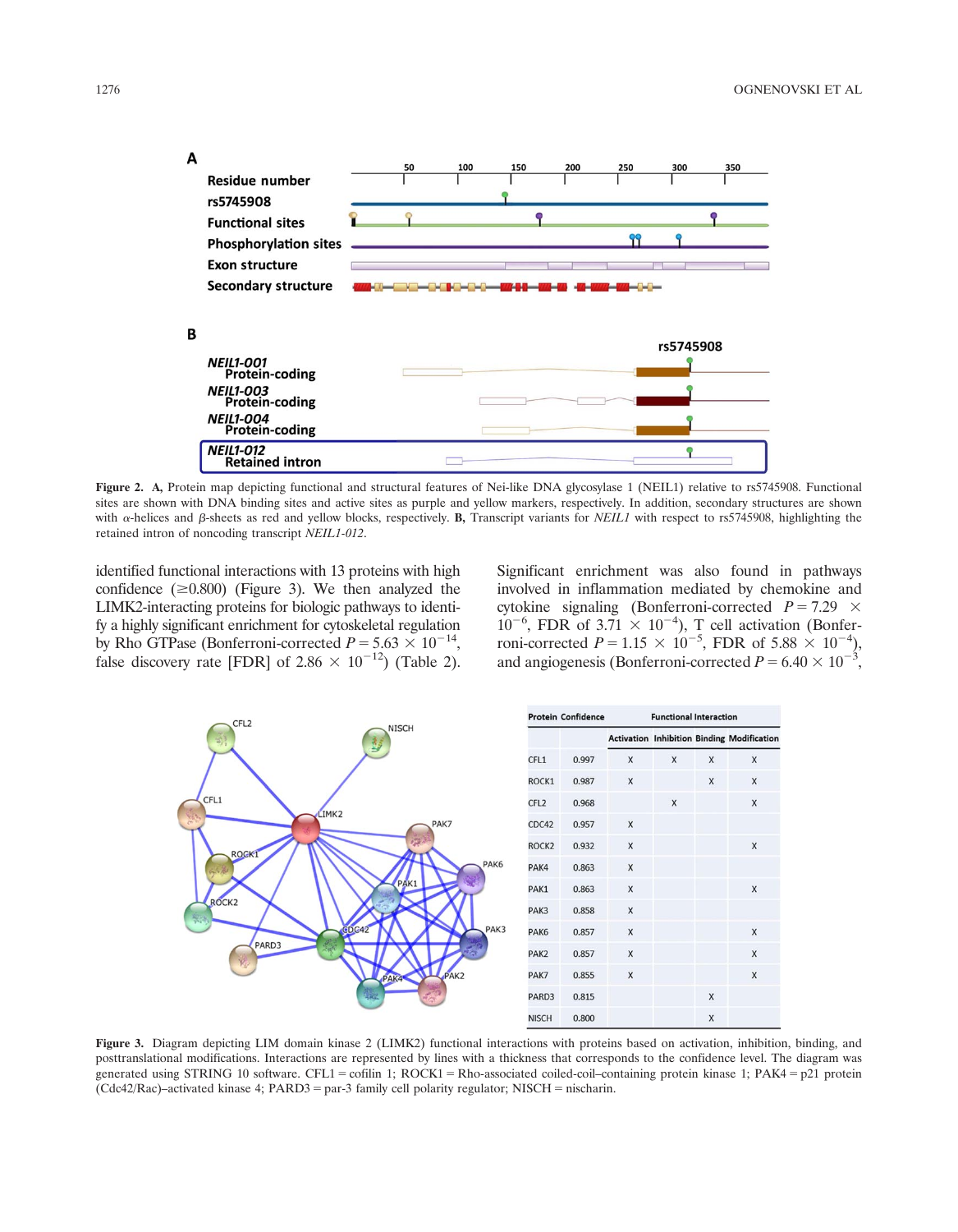**Figure 2.** **A,** Protein map depicting functional and structural features of Nei-like DNA glycosylase 1 (NEIL1) relative to rs5745908. Functional sites are shown with DNA binding sites and active sites as purple and yellow markers, respectively. In addition, secondary structures are shown with α-helices and β-sheets as red and yellow blocks, respectively. **B,** Transcript variants for *NEIL1* with respect to rs5745908, highlighting the retained intron of noncoding transcript *NEIL1-012*.

identified functional interactions with 13 proteins with high confidence (≥0.800) (Figure 3). We then analyzed the LIMK2-interacting proteins for biologic pathways to identify a highly significant enrichment for cytoskeletal regulation by Rho GTPase (Bonferroni-corrected $P = 5.63 \times 10^{-14}$, false discovery rate [FDR] of $2.86 \times 10^{-12}$) (Table 2). Significant enrichment was also found in pathways involved in inflammation mediated by chemokine and cytokine signaling (Bonferroni-corrected $P = 7.29 \times 10^{-6}$, FDR of $3.71 \times 10^{-4}$), T cell activation (Bonferroni-corrected $P = 1.15 \times 10^{-5}$, FDR of $5.88 \times 10^{-4}$), and angiogenesis (Bonferroni-corrected $P = 6.40 \times 10^{-3}$,

| Protein | Confidence | Functional Interaction | | | |
|---|---|---|---|---|---|
| | | Activation | Inhibition | Binding | Modification |
| CFL1 | 0.997 | X | X | X | X |
| ROCK1 | 0.987 | X | | X | X |
| CFL2 | 0.968 | | X | | X |
| CDC42 | 0.957 | X | | | |
| ROCK2 | 0.932 | X | | | X |
| PAK4 | 0.863 | X | | | |
| PAK1 | 0.863 | X | | | X |
| PAK3 | 0.858 | X | | | |
| PAK6 | 0.857 | X | | | X |
| PAK2 | 0.857 | X | | | X |
| PAK7 | 0.855 | X | | | X |
| PARD3 | 0.815 | | | X | |
| NISCH | 0.800 | | | X | |

**Figure 3.** Diagram depicting LIM domain kinase 2 (LIMK2) functional interactions with proteins based on activation, inhibition, binding, and posttranslational modifications. Interactions are represented by lines with a thickness that corresponds to the confidence level. The diagram was generated using STRING 10 software. CFL1 = cofilin 1; ROCK1 = Rho-associated coiled-coil–containing protein kinase 1; PAK4 = p21 protein (Cdc42/Rac)–activated kinase 4; PARD3 = par-3 family cell polarity regulator; NISCH = nischarin.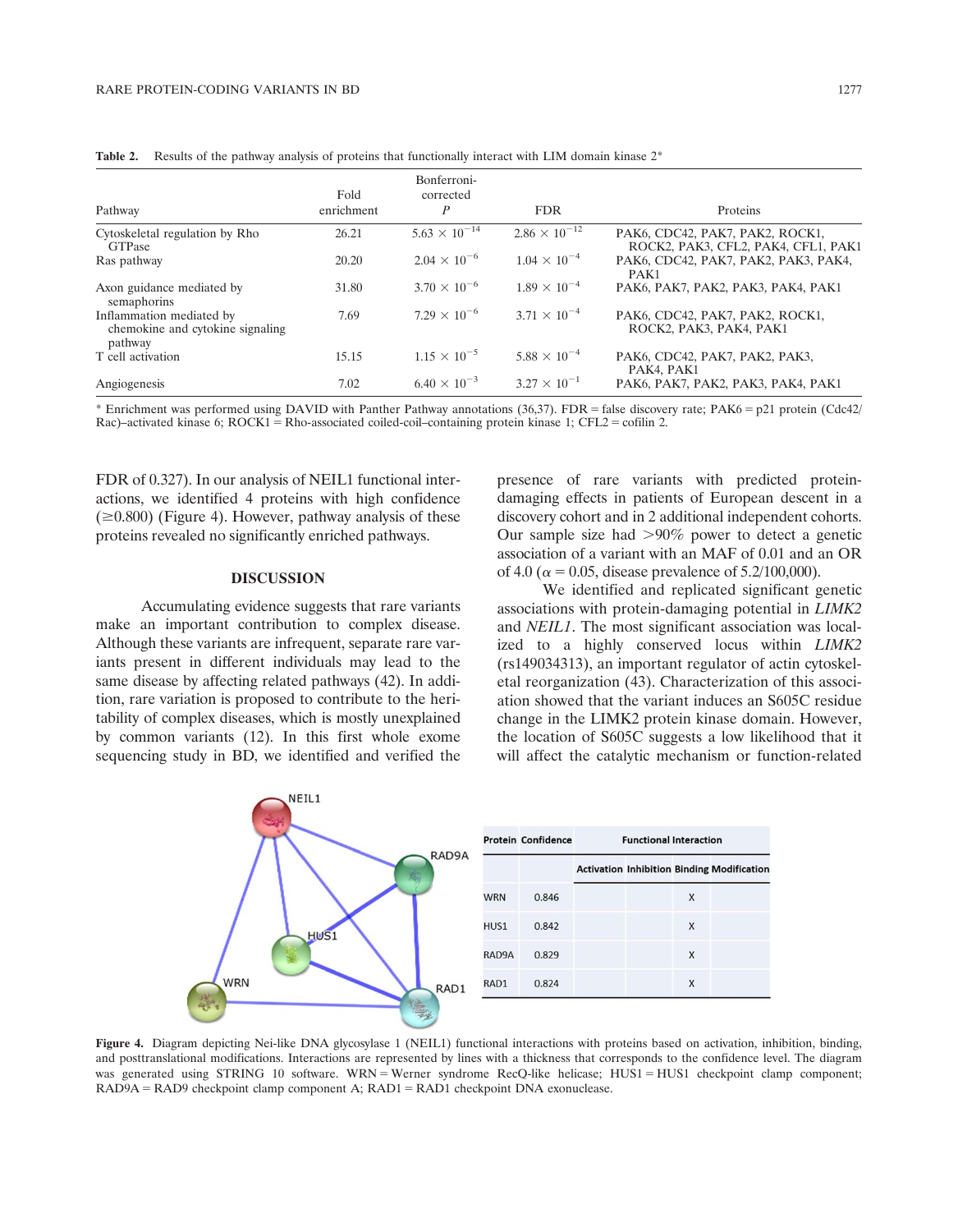**Table 2.** Results of the pathway analysis of proteins that functionally interact with LIM domain kinase 2*

| Pathway | Fold enrichment | Bonferroni-corrected *P* | FDR | Proteins |
|---|---|---|---|---|
| Cytoskeletal regulation by Rho GTPase | 26.21 | $5.63 \times 10^{-14}$ | $2.86 \times 10^{-12}$ | PAK6, CDC42, PAK7, PAK2, ROCK1, ROCK2, PAK3, CFL2, PAK4, CFL1, PAK1 |
| Ras pathway | 20.20 | $2.04 \times 10^{-6}$ | $1.04 \times 10^{-4}$ | PAK6, CDC42, PAK7, PAK2, PAK3, PAK4, PAK1 |
| Axon guidance mediated by semaphorins | 31.80 | $3.70 \times 10^{-6}$ | $1.89 \times 10^{-4}$ | PAK6, PAK7, PAK2, PAK3, PAK4, PAK1 |
| Inflammation mediated by chemokine and cytokine signaling pathway | 7.69 | $7.29 \times 10^{-6}$ | $3.71 \times 10^{-4}$ | PAK6, CDC42, PAK7, PAK2, ROCK1, ROCK2, PAK3, PAK4, PAK1 |
| T cell activation | 15.15 | $1.15 \times 10^{-5}$ | $5.88 \times 10^{-4}$ | PAK6, CDC42, PAK7, PAK2, PAK3, PAK4, PAK1 |
| Angiogenesis | 7.02 | $6.40 \times 10^{-3}$ | $3.27 \times 10^{-1}$ | PAK6, PAK7, PAK2, PAK3, PAK4, PAK1 |

* Enrichment was performed using DAVID with Panther Pathway annotations (36,37). FDR = false discovery rate; PAK6 = p21 protein (Cdc42/Rac)–activated kinase 6; ROCK1 = Rho-associated coiled-coil–containing protein kinase 1; CFL2 = cofilin 2.

FDR of 0.327). In our analysis of NEIL1 functional interactions, we identified 4 proteins with high confidence (≥0.800) (Figure 4). However, pathway analysis of these proteins revealed no significantly enriched pathways.

## DISCUSSION

Accumulating evidence suggests that rare variants make an important contribution to complex disease. Although these variants are infrequent, separate rare variants present in different individuals may lead to the same disease by affecting related pathways (42). In addition, rare variation is proposed to contribute to the heritability of complex diseases, which is mostly unexplained by common variants (12). In this first whole exome sequencing study in BD, we identified and verified the presence of rare variants with predicted protein-damaging effects in patients of European descent in a discovery cohort and in 2 additional independent cohorts. Our sample size had >90% power to detect a genetic association of a variant with an MAF of 0.01 and an OR of 4.0 ($\alpha = 0.05$, disease prevalence of 5.2/100,000).

We identified and replicated significant genetic associations with protein-damaging potential in *LIMK2* and *NEIL1*. The most significant association was localized to a highly conserved locus within *LIMK2* (rs149034313), an important regulator of actin cytoskeletal reorganization (43). Characterization of this association showed that the variant induces an S605C residue change in the LIMK2 protein kinase domain. However, the location of S605C suggests a low likelihood that it will affect the catalytic mechanism or function-related

| Protein | Confidence | Functional Interaction | | | |
|---|---|---|---|---|---|
| | | Activation | Inhibition | Binding | Modification |
| WRN | 0.846 | | | X | |
| HUS1 | 0.842 | | | X | |
| RAD9A | 0.829 | | | X | |
| RAD1 | 0.824 | | | X | |

**Figure 4.** Diagram depicting Nei-like DNA glycosylase 1 (NEIL1) functional interactions with proteins based on activation, inhibition, binding, and posttranslational modifications. Interactions are represented by lines with a thickness that corresponds to the confidence level. The diagram was generated using STRING 10 software. WRN = Werner syndrome RecQ-like helicase; HUS1 = HUS1 checkpoint clamp component; RAD9A = RAD9 checkpoint clamp component A; RAD1 = RAD1 checkpoint DNA exonuclease.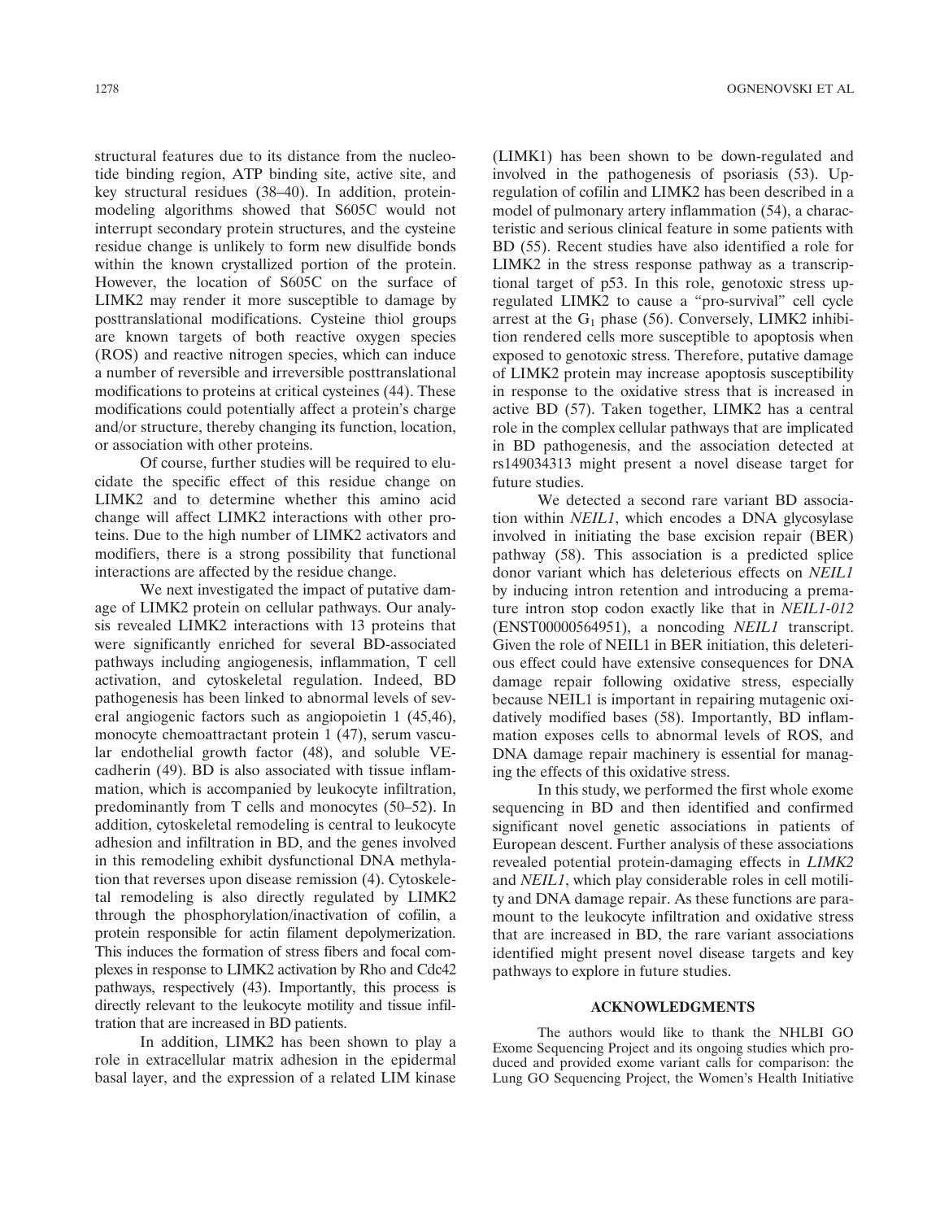structural features due to its distance from the nucleotide binding region, ATP binding site, active site, and key structural residues (38–40). In addition, protein-modeling algorithms showed that S605C would not interrupt secondary protein structures, and the cysteine residue change is unlikely to form new disulfide bonds within the known crystallized portion of the protein. However, the location of S605C on the surface of LIMK2 may render it more susceptible to damage by posttranslational modifications. Cysteine thiol groups are known targets of both reactive oxygen species (ROS) and reactive nitrogen species, which can induce a number of reversible and irreversible posttranslational modifications to proteins at critical cysteines (44). These modifications could potentially affect a protein's charge and/or structure, thereby changing its function, location, or association with other proteins.

Of course, further studies will be required to elucidate the specific effect of this residue change on LIMK2 and to determine whether this amino acid change will affect LIMK2 interactions with other proteins. Due to the high number of LIMK2 activators and modifiers, there is a strong possibility that functional interactions are affected by the residue change.

We next investigated the impact of putative damage of LIMK2 protein on cellular pathways. Our analysis revealed LIMK2 interactions with 13 proteins that were significantly enriched for several BD-associated pathways including angiogenesis, inflammation, T cell activation, and cytoskeletal regulation. Indeed, BD pathogenesis has been linked to abnormal levels of several angiogenic factors such as angiopoietin 1 (45,46), monocyte chemoattractant protein 1 (47), serum vascular endothelial growth factor (48), and soluble VE-cadherin (49). BD is also associated with tissue inflammation, which is accompanied by leukocyte infiltration, predominantly from T cells and monocytes (50–52). In addition, cytoskeletal remodeling is central to leukocyte adhesion and infiltration in BD, and the genes involved in this remodeling exhibit dysfunctional DNA methylation that reverses upon disease remission (4). Cytoskeletal remodeling is also directly regulated by LIMK2 through the phosphorylation/inactivation of cofilin, a protein responsible for actin filament depolymerization. This induces the formation of stress fibers and focal complexes in response to LIMK2 activation by Rho and Cdc42 pathways, respectively (43). Importantly, this process is directly relevant to the leukocyte motility and tissue infiltration that are increased in BD patients.

In addition, LIMK2 has been shown to play a role in extracellular matrix adhesion in the epidermal basal layer, and the expression of a related LIM kinase (LIMK1) has been shown to be down-regulated and involved in the pathogenesis of psoriasis (53). Up-regulation of cofilin and LIMK2 has been described in a model of pulmonary artery inflammation (54), a characteristic and serious clinical feature in some patients with BD (55). Recent studies have also identified a role for LIMK2 in the stress response pathway as a transcriptional target of p53. In this role, genotoxic stress up-regulated LIMK2 to cause a "pro-survival" cell cycle arrest at the $G_1$ phase (56). Conversely, LIMK2 inhibition rendered cells more susceptible to apoptosis when exposed to genotoxic stress. Therefore, putative damage of LIMK2 protein may increase apoptosis susceptibility in response to the oxidative stress that is increased in active BD (57). Taken together, LIMK2 has a central role in the complex cellular pathways that are implicated in BD pathogenesis, and the association detected at rs149034313 might present a novel disease target for future studies.

We detected a second rare variant BD association within *NEIL1*, which encodes a DNA glycosylase involved in initiating the base excision repair (BER) pathway (58). This association is a predicted splice donor variant which has deleterious effects on *NEIL1* by inducing intron retention and introducing a premature intron stop codon exactly like that in *NEIL1-012* (ENST00000564951), a noncoding *NEIL1* transcript. Given the role of NEIL1 in BER initiation, this deleterious effect could have extensive consequences for DNA damage repair following oxidative stress, especially because NEIL1 is important in repairing mutagenic oxidatively modified bases (58). Importantly, BD inflammation exposes cells to abnormal levels of ROS, and DNA damage repair machinery is essential for managing the effects of this oxidative stress.

In this study, we performed the first whole exome sequencing in BD and then identified and confirmed significant novel genetic associations in patients of European descent. Further analysis of these associations revealed potential protein-damaging effects in *LIMK2* and *NEIL1*, which play considerable roles in cell motility and DNA damage repair. As these functions are paramount to the leukocyte infiltration and oxidative stress that are increased in BD, the rare variant associations identified might present novel disease targets and key pathways to explore in future studies.

## ACKNOWLEDGMENTS

The authors would like to thank the NHLBI GO Exome Sequencing Project and its ongoing studies which produced and provided exome variant calls for comparison: the Lung GO Sequencing Project, the Women's Health Initiative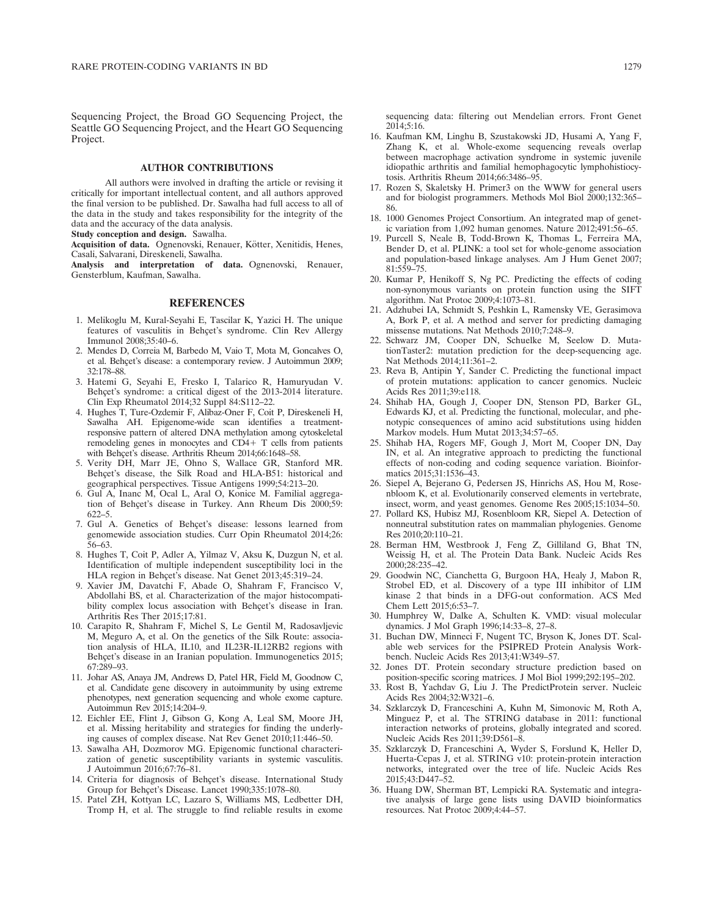Sequencing Project, the Broad GO Sequencing Project, the Seattle GO Sequencing Project, and the Heart GO Sequencing Project.

## AUTHOR CONTRIBUTIONS

All authors were involved in drafting the article or revising it critically for important intellectual content, and all authors approved the final version to be published. Dr. Sawalha had full access to all of the data in the study and takes responsibility for the integrity of the data and the accuracy of the data analysis.

**Study conception and design.** Sawalha.

**Acquisition of data.** Ognenovski, Renauer, Kötter, Xenitidis, Henes, Casali, Salvarani, Direskeneli, Sawalha.

**Analysis and interpretation of data.** Ognenovski, Renauer, Gensterblum, Kaufman, Sawalha.

## REFERENCES

1. Melikoglu M, Kural-Seyahi E, Tascilar K, Yazici H. The unique features of vasculitis in Behçet's syndrome. Clin Rev Allergy Immunol 2008;35:40–6.
2. Mendes D, Correia M, Barbedo M, Vaio T, Mota M, Goncalves O, et al. Behçet's disease: a contemporary review. J Autoimmun 2009; 32:178–88.
3. Hatemi G, Seyahi E, Fresko I, Talarico R, Hamuryudan V. Behçet's syndrome: a critical digest of the 2013-2014 literature. Clin Exp Rheumatol 2014;32 Suppl 84:S112–22.
4. Hughes T, Ture-Ozdemir F, Alibaz-Oner F, Coit P, Direskeneli H, Sawalha AH. Epigenome-wide scan identifies a treatment-responsive pattern of altered DNA methylation among cytoskeletal remodeling genes in monocytes and CD4+ T cells from patients with Behçet's disease. Arthritis Rheum 2014;66:1648–58.
5. Verity DH, Marr JE, Ohno S, Wallace GR, Stanford MR. Behçet's disease, the Silk Road and HLA-B51: historical and geographical perspectives. Tissue Antigens 1999;54:213–20.
6. Gul A, Inanc M, Ocal L, Aral O, Konice M. Familial aggregation of Behçet's disease in Turkey. Ann Rheum Dis 2000;59: 622–5.
7. Gul A. Genetics of Behçet's disease: lessons learned from genomewide association studies. Curr Opin Rheumatol 2014;26: 56–63.
8. Hughes T, Coit P, Adler A, Yilmaz V, Aksu K, Duzgun N, et al. Identification of multiple independent susceptibility loci in the HLA region in Behçet's disease. Nat Genet 2013;45:319–24.
9. Xavier JM, Davatchi F, Abade O, Shahram F, Francisco V, Abdollahi BS, et al. Characterization of the major histocompatibility complex locus association with Behçet's disease in Iran. Arthritis Res Ther 2015;17:81.
10. Carapito R, Shahram F, Michel S, Le Gentil M, Radosavljevic M, Meguro A, et al. On the genetics of the Silk Route: association analysis of HLA, IL10, and IL23R-IL12RB2 regions with Behçet's disease in an Iranian population. Immunogenetics 2015; 67:289–93.
11. Johar AS, Anaya JM, Andrews D, Patel HR, Field M, Goodnow C, et al. Candidate gene discovery in autoimmunity by using extreme phenotypes, next generation sequencing and whole exome capture. Autoimmun Rev 2015;14:204–9.
12. Eichler EE, Flint J, Gibson G, Kong A, Leal SM, Moore JH, et al. Missing heritability and strategies for finding the underlying causes of complex disease. Nat Rev Genet 2010;11:446–50.
13. Sawalha AH, Dozmorov MG. Epigenomic functional characterization of genetic susceptibility variants in systemic vasculitis. J Autoimmun 2016;67:76–81.
14. Criteria for diagnosis of Behçet's disease. International Study Group for Behçet's Disease. Lancet 1990;335:1078–80.
15. Patel ZH, Kottyan LC, Lazaro S, Williams MS, Ledbetter DH, Tromp H, et al. The struggle to find reliable results in exome sequencing data: filtering out Mendelian errors. Front Genet 2014;5:16.
16. Kaufman KM, Linghu B, Szustakowski JD, Husami A, Yang F, Zhang K, et al. Whole-exome sequencing reveals overlap between macrophage activation syndrome in systemic juvenile idiopathic arthritis and familial hemophagocytic lymphohistiocytosis. Arthritis Rheum 2014;66:3486–95.
17. Rozen S, Skaletsky H. Primer3 on the WWW for general users and for biologist programmers. Methods Mol Biol 2000;132:365–86.
18. 1000 Genomes Project Consortium. An integrated map of genetic variation from 1,092 human genomes. Nature 2012;491:56–65.
19. Purcell S, Neale B, Todd-Brown K, Thomas L, Ferreira MA, Bender D, et al. PLINK: a tool set for whole-genome association and population-based linkage analyses. Am J Hum Genet 2007; 81:559–75.
20. Kumar P, Henikoff S, Ng PC. Predicting the effects of coding non-synonymous variants on protein function using the SIFT algorithm. Nat Protoc 2009;4:1073–81.
21. Adzhubei IA, Schmidt S, Peshkin L, Ramensky VE, Gerasimova A, Bork P, et al. A method and server for predicting damaging missense mutations. Nat Methods 2010;7:248–9.
22. Schwarz JM, Cooper DN, Schuelke M, Seelow D. MutationTaster2: mutation prediction for the deep-sequencing age. Nat Methods 2014;11:361–2.
23. Reva B, Antipin Y, Sander C. Predicting the functional impact of protein mutations: application to cancer genomics. Nucleic Acids Res 2011;39:e118.
24. Shihab HA, Gough J, Cooper DN, Stenson PD, Barker GL, Edwards KJ, et al. Predicting the functional, molecular, and phenotypic consequences of amino acid substitutions using hidden Markov models. Hum Mutat 2013;34:57–65.
25. Shihab HA, Rogers MF, Gough J, Mort M, Cooper DN, Day IN, et al. An integrative approach to predicting the functional effects of non-coding and coding sequence variation. Bioinformatics 2015;31:1536–43.
26. Siepel A, Bejerano G, Pedersen JS, Hinrichs AS, Hou M, Rosenbloom K, et al. Evolutionarily conserved elements in vertebrate, insect, worm, and yeast genomes. Genome Res 2005;15:1034–50.
27. Pollard KS, Hubisz MJ, Rosenbloom KR, Siepel A. Detection of nonneutral substitution rates on mammalian phylogenies. Genome Res 2010;20:110–21.
28. Berman HM, Westbrook J, Feng Z, Gilliland G, Bhat TN, Weissig H, et al. The Protein Data Bank. Nucleic Acids Res 2000;28:235–42.
29. Goodwin NC, Cianchetta G, Burgoon HA, Healy J, Mabon R, Strobel ED, et al. Discovery of a type III inhibitor of LIM kinase 2 that binds in a DFG-out conformation. ACS Med Chem Lett 2015;6:53–7.
30. Humphrey W, Dalke A, Schulten K. VMD: visual molecular dynamics. J Mol Graph 1996;14:33–8, 27–8.
31. Buchan DW, Minneci F, Nugent TC, Bryson K, Jones DT. Scalable web services for the PSIPRED Protein Analysis Workbench. Nucleic Acids Res 2013;41:W349–57.
32. Jones DT. Protein secondary structure prediction based on position-specific scoring matrices. J Mol Biol 1999;292:195–202.
33. Rost B, Yachdav G, Liu J. The PredictProtein server. Nucleic Acids Res 2004;32:W321–6.
34. Szklarczyk D, Franceschini A, Kuhn M, Simonovic M, Roth A, Minguez P, et al. The STRING database in 2011: functional interaction networks of proteins, globally integrated and scored. Nucleic Acids Res 2011;39:D561–8.
35. Szklarczyk D, Franceschini A, Wyder S, Forslund K, Heller D, Huerta-Cepas J, et al. STRING v10: protein-protein interaction networks, integrated over the tree of life. Nucleic Acids Res 2015;43:D447–52.
36. Huang DW, Sherman BT, Lempicki RA. Systematic and integrative analysis of large gene lists using DAVID bioinformatics resources. Nat Protoc 2009;4:44–57.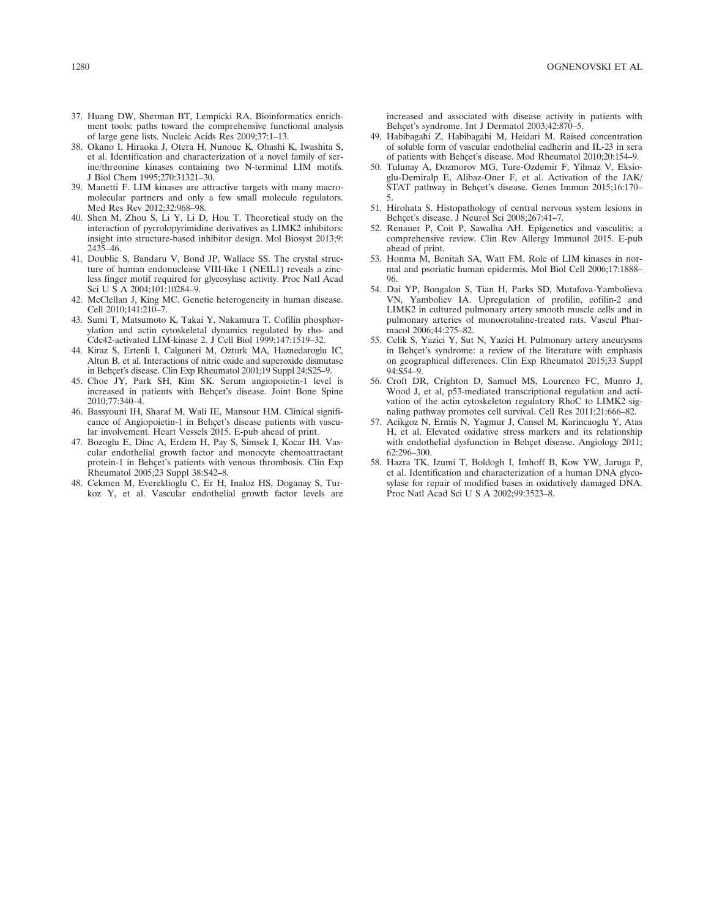37. Huang DW, Sherman BT, Lempicki RA. Bioinformatics enrichment tools: paths toward the comprehensive functional analysis of large gene lists. Nucleic Acids Res 2009;37:1–13.
38. Okano I, Hiraoka J, Otera H, Nunoue K, Ohashi K, Iwashita S, et al. Identification and characterization of a novel family of serine/threonine kinases containing two N-terminal LIM motifs. J Biol Chem 1995;270:31321–30.
39. Manetti F. LIM kinases are attractive targets with many macromolecular partners and only a few small molecule regulators. Med Res Rev 2012;32:968–98.
40. Shen M, Zhou S, Li Y, Li D, Hou T. Theoretical study on the interaction of pyrrolopyrimidine derivatives as LIMK2 inhibitors: insight into structure-based inhibitor design. Mol Biosyst 2013;9:2435–46.
41. Doublie S, Bandaru V, Bond JP, Wallace SS. The crystal structure of human endonuclease VIII-like 1 (NEIL1) reveals a zincless finger motif required for glycosylase activity. Proc Natl Acad Sci U S A 2004;101:10284–9.
42. McClellan J, King MC. Genetic heterogeneity in human disease. Cell 2010;141:210–7.
43. Sumi T, Matsumoto K, Takai Y, Nakamura T. Cofilin phosphorylation and actin cytoskeletal dynamics regulated by rho- and Cdc42-activated LIM-kinase 2. J Cell Biol 1999;147:1519–32.
44. Kiraz S, Ertenli I, Calguneri M, Ozturk MA, Haznedaroglu IC, Altun B, et al. Interactions of nitric oxide and superoxide dismutase in Behçet's disease. Clin Exp Rheumatol 2001;19 Suppl 24:S25–9.
45. Choe JY, Park SH, Kim SK. Serum angiopoietin-1 level is increased in patients with Behçet's disease. Joint Bone Spine 2010;77:340–4.
46. Bassyouni IH, Sharaf M, Wali IE, Mansour HM. Clinical significance of Angiopoietin-1 in Behçet's disease patients with vascular involvement. Heart Vessels 2015. E-pub ahead of print.
47. Bozoglu E, Dinc A, Erdem H, Pay S, Simsek I, Kocar IH. Vascular endothelial growth factor and monocyte chemoattractant protein-1 in Behçet's patients with venous thrombosis. Clin Exp Rheumatol 2005;23 Suppl 38:S42–8.
48. Cekmen M, Evereklioglu C, Er H, Inaloz HS, Doganay S, Turkoz Y, et al. Vascular endothelial growth factor levels are increased and associated with disease activity in patients with Behçet's syndrome. Int J Dermatol 2003;42:870–5.
49. Habibagahi Z, Habibagahi M, Heidari M. Raised concentration of soluble form of vascular endothelial cadherin and IL-23 in sera of patients with Behçet's disease. Mod Rheumatol 2010;20:154–9.
50. Tulunay A, Dozmorov MG, Ture-Ozdemir F, Yilmaz V, Eksioglu-Demiralp E, Alibaz-Oner F, et al. Activation of the JAK/STAT pathway in Behçet's disease. Genes Immun 2015;16:170–5.
51. Hirohata S. Histopathology of central nervous system lesions in Behçet's disease. J Neurol Sci 2008;267:41–7.
52. Renauer P, Coit P, Sawalha AH. Epigenetics and vasculitis: a comprehensive review. Clin Rev Allergy Immunol 2015. E-pub ahead of print.
53. Honma M, Benitah SA, Watt FM. Role of LIM kinases in normal and psoriatic human epidermis. Mol Biol Cell 2006;17:1888–96.
54. Dai YP, Bongalon S, Tian H, Parks SD, Mutafova-Yambolieva VN, Yamboliev IA. Upregulation of profilin, cofilin-2 and LIMK2 in cultured pulmonary artery smooth muscle cells and in pulmonary arteries of monocrotaline-treated rats. Vascul Pharmacol 2006;44:275–82.
55. Celik S, Yazici Y, Sut N, Yazici H. Pulmonary artery aneurysms in Behçet's syndrome: a review of the literature with emphasis on geographical differences. Clin Exp Rheumatol 2015;33 Suppl 94:S54–9.
56. Croft DR, Crighton D, Samuel MS, Lourenco FC, Munro J, Wood J, et al, p53-mediated transcriptional regulation and activation of the actin cytoskeleton regulatory RhoC to LIMK2 signaling pathway promotes cell survival. Cell Res 2011;21:666–82.
57. Acikgoz N, Ermis N, Yagmur J, Cansel M, Karincaoglu Y, Atas H, et al. Elevated oxidative stress markers and its relationship with endothelial dysfunction in Behçet disease. Angiology 2011;62:296–300.
58. Hazra TK, Izumi T, Boldogh I, Imhoff B, Kow YW, Jaruga P, et al. Identification and characterization of a human DNA glycosylase for repair of modified bases in oxidatively damaged DNA. Proc Natl Acad Sci U S A 2002;99:3523–8.